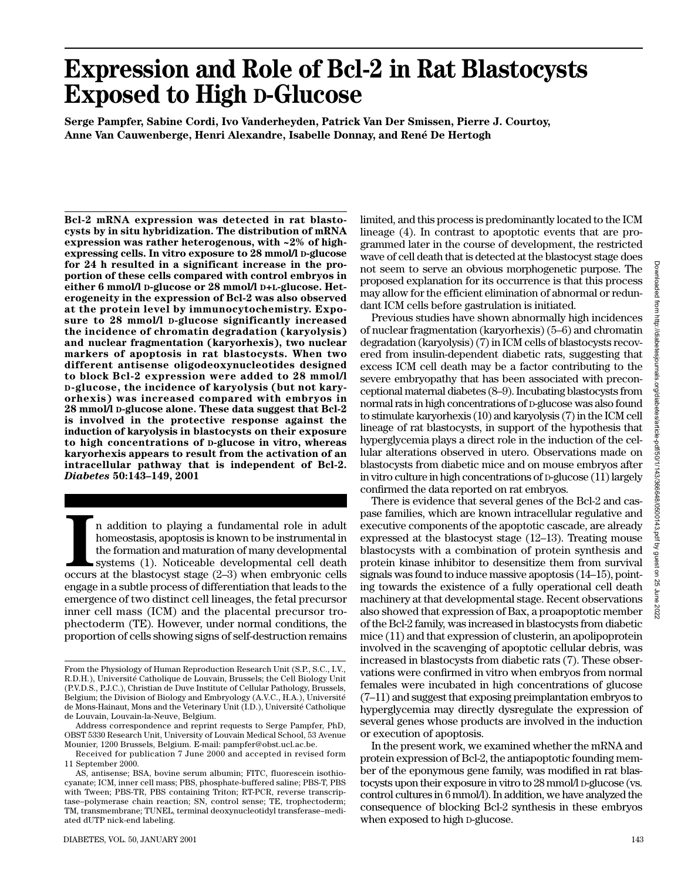# Expression and Role of Bcl-2 in Rat Blastocysts Exposed to High D-Glucose

**Serge Pampfer, Sabine Cordi, Ivo Vanderheyden, Patrick Van Der Smissen, Pierre J. Courtoy, Anne Van Cauwenberge, Henri Alexandre, Isabelle Donnay, and René De Hertogh**

**Bcl-2 mRNA expression was detected in rat blastocysts by in situ hybridization. The distribution of mRNA expression was rather heterogenous, with ~2% of high-expressing cells. In vitro exposure to 28 mmol/l D-glucose for 24 h resulted in a significant increase in the proportion of these cells compared with control embryos in either 6 mmol/l D-glucose or 28 mmol/l D+L-glucose. Heterogeneity in the expression of Bcl-2 was also observed at the protein level by immunocytochemistry. Exposure to 28 mmol/l D-glucose significantly increased the incidence of chromatin degradation (karyolysis) and nuclear fragmentation (karyorhexis), two nuclear markers of apoptosis in rat blastocysts. When two different antisense oligodeoxynucleotides designed to block Bcl-2 expression were added to 28 mmol/l D-glucose, the incidence of karyolysis (but not karyorhexis) was increased compared with embryos in 28 mmol/l D-glucose alone. These data suggest that Bcl-2 is involved in the protective response against the induction of karyolysis in blastocysts on their exposure to high concentrations of D-glucose in vitro, whereas karyorhexis appears to result from the activation of an intracellular pathway that is independent of Bcl-2.** ***Diabetes*** **50:143–149, 2001**

In addition to playing a fundamental role in adult homeostasis, apoptosis is known to be instrumental in the formation and maturation of many developmental systems (1). Noticeable developmental cell death occurs at the blastocyst stage (2–3) when embryonic cells engage in a subtle process of differentiation that leads to the emergence of two distinct cell lineages, the fetal precursor inner cell mass (ICM) and the placental precursor trophectoderm (TE). However, under normal conditions, the proportion of cells showing signs of self-destruction remains limited, and this process is predominantly located to the ICM lineage (4). In contrast to apoptotic events that are programmed later in the course of development, the restricted wave of cell death that is detected at the blastocyst stage does not seem to serve an obvious morphogenetic purpose. The proposed explanation for its occurrence is that this process may allow for the efficient elimination of abnormal or redundant ICM cells before gastrulation is initiated.

Previous studies have shown abnormally high incidences of nuclear fragmentation (karyorhexis) (5–6) and chromatin degradation (karyolysis) (7) in ICM cells of blastocysts recovered from insulin-dependent diabetic rats, suggesting that excess ICM cell death may be a factor contributing to the severe embryopathy that has been associated with preconceptional maternal diabetes (8–9). Incubating blastocysts from normal rats in high concentrations of D-glucose was also found to stimulate karyorhexis (10) and karyolysis (7) in the ICM cell lineage of rat blastocysts, in support of the hypothesis that hyperglycemia plays a direct role in the induction of the cellular alterations observed in utero. Observations made on blastocysts from diabetic mice and on mouse embryos after in vitro culture in high concentrations of D-glucose (11) largely confirmed the data reported on rat embryos.

There is evidence that several genes of the Bcl-2 and caspase families, which are known intracellular regulative and executive components of the apoptotic cascade, are already expressed at the blastocyst stage (12–13). Treating mouse blastocysts with a combination of protein synthesis and protein kinase inhibitor to desensitize them from survival signals was found to induce massive apoptosis (14–15), pointing towards the existence of a fully operational cell death machinery at that developmental stage. Recent observations also showed that expression of Bax, a proapoptotic member of the Bcl-2 family, was increased in blastocysts from diabetic mice (11) and that expression of clusterin, an apolipoprotein involved in the scavenging of apoptotic cellular debris, was increased in blastocysts from diabetic rats (7). These observations were confirmed in vitro when embryos from normal females were incubated in high concentrations of glucose (7–11) and suggest that exposing preimplantation embryos to hyperglycemia may directly dysregulate the expression of several genes whose products are involved in the induction or execution of apoptosis.

In the present work, we examined whether the mRNA and protein expression of Bcl-2, the antiapoptotic founding member of the eponymous gene family, was modified in rat blastocysts upon their exposure in vitro to 28 mmol/l D-glucose (vs. control cultures in 6 mmol/l). In addition, we have analyzed the consequence of blocking Bcl-2 synthesis in these embryos when exposed to high D-glucose.

From the Physiology of Human Reproduction Research Unit (S.P., S.C., I.V., R.D.H.), Université Catholique de Louvain, Brussels; the Cell Biology Unit (P.V.D.S., P.J.C.), Christian de Duve Institute of Cellular Pathology, Brussels, Belgium; the Division of Biology and Embryology (A.V.C., H.A.), Université de Mons-Hainaut, Mons and the Veterinary Unit (I.D.), Université Catholique de Louvain, Louvain-la-Neuve, Belgium.

Address correspondence and reprint requests to Serge Pampfer, PhD, OBST 5330 Research Unit, University of Louvain Medical School, 53 Avenue Mounier, 1200 Brussels, Belgium. E-mail: pampfer@obst.ucl.ac.be.

Received for publication 7 June 2000 and accepted in revised form 11 September 2000.

AS, antisense; BSA, bovine serum albumin; FITC, fluorescein isothiocyanate; ICM, inner cell mass; PBS, phosphate-buffered saline; PBS-T, PBS with Tween; PBS-TR, PBS containing Triton; RT-PCR, reverse transcriptase–polymerase chain reaction; SN, control sense; TE, trophectoderm; TM, transmembrane; TUNEL, terminal deoxynucleotidyl transferase–mediated dUTP nick-end labeling.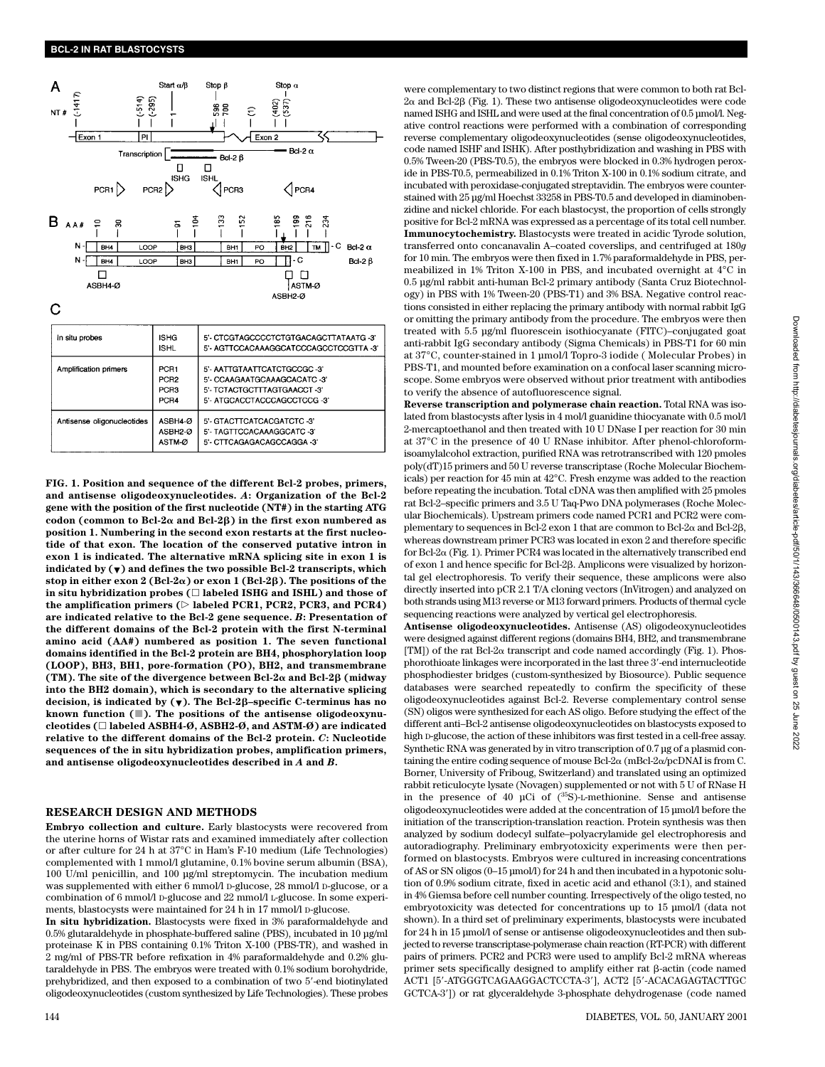C

| In situ probes | ISHG | 5'- CTCGTAGCCCCTCTGTGACAGCTTATAATG -3' |
|---|---|---|
| | ISHL | 5'- AGTTCCACAAAGGCATCCCAGCCTCCGTTA -3' |
| Amplification primers | PCR1 | 5'- AATTGTAATTCATCTGCCGC -3' |
| | PCR2 | 5'- CCAAGAATGCAAAGCACATC -3' |
| | PCR3 | 5'- TCTACTGCTTTAGTGAACCT -3' |
| | PCR4 | 5'- ATGCACCTACCCAGCCTCCG -3' |
| Antisense oligonucleotides | ASBH4-Ø | 5'- GTACTTCATCACGATCTC -3' |
| | ASBH2-Ø | 5'- TAGTTCCACAAAGGCATC -3' |
| | ASTM-Ø | 5'- CTTCAGAGACAGCCAGGA -3' |

**FIG. 1. Position and sequence of the different Bcl-2 probes, primers, and antisense oligodeoxynucleotides.** ***A*: Organization of the Bcl-2 gene with the position of the first nucleotide (NT#) in the starting ATG codon (common to Bcl-2α and Bcl-2β) in the first exon numbered as position 1. Numbering in the second exon restarts at the first nucleotide of that exon. The location of the conserved putative intron in exon 1 is indicated. The alternative mRNA splicing site in exon 1 is indicated by (▼) and defines the two possible Bcl-2 transcripts, which stop in either exon 2 (Bcl-2α) or exon 1 (Bcl-2β). The positions of the in situ hybridization probes (□ labeled ISHG and ISHL) and those of the amplification primers (▷ labeled PCR1, PCR2, PCR3, and PCR4) are indicated relative to the Bcl-2 gene sequence. *B*: Presentation of the different domains of the Bcl-2 protein with the first N-terminal amino acid (AA#) numbered as position 1. The seven functional domains identified in the Bcl-2 protein are BH4, phosphorylation loop (LOOP), BH3, BH1, pore-formation (PO), BH2, and transmembrane (TM). The site of the divergence between Bcl-2α and Bcl-2β (midway into the BH2 domain), which is secondary to the alternative splicing decision, is indicated by (▼). The Bcl-2β–specific C-terminus has no known function (■). The positions of the antisense oligodeoxynucleotides (□ labeled ASBH4-Ø, ASBH2-Ø, and ASTM-Ø) are indicated relative to the different domains of the Bcl-2 protein. *C*: Nucleotide sequences of the in situ hybridization probes, amplification primers, and antisense oligodeoxynucleotides described in *A* and *B*.**

## RESEARCH DESIGN AND METHODS

**Embryo collection and culture.** Early blastocysts were recovered from the uterine horns of Wistar rats and examined immediately after collection or after culture for 24 h at 37°C in Ham's F-10 medium (Life Technologies) complemented with 1 mmol/l glutamine, 0.1% bovine serum albumin (BSA), 100 U/ml penicillin, and 100 µg/ml streptomycin. The incubation medium was supplemented with either 6 mmol/l D-glucose, 28 mmol/l D-glucose, or a combination of 6 mmol/l D-glucose and 22 mmol/l L-glucose. In some experiments, blastocysts were maintained for 24 h in 17 mmol/l D-glucose.

**In situ hybridization.** Blastocysts were fixed in 3% paraformaldehyde and 0.5% glutaraldehyde in phosphate-buffered saline (PBS), incubated in 10 µg/ml proteinase K in PBS containing 0.1% Triton X-100 (PBS-TR), and washed in 2 mg/ml of PBS-TR before refixation in 4% paraformaldehyde and 0.2% glutaraldehyde in PBS. The embryos were treated with 0.1% sodium borohydride, prehybridized, and then exposed to a combination of two 5′-end biotinylated oligodeoxynucleotides (custom synthesized by Life Technologies). These probes were complementary to two distinct regions that were common to both rat Bcl-2α and Bcl-2β (Fig. 1). These two antisense oligodeoxynucleotides were code named ISHG and ISHL and were used at the final concentration of 0.5 µmol/l. Negative control reactions were performed with a combination of corresponding reverse complementary oligodeoxynucleotides (sense oligodeoxynucleotides, code named ISHF and ISHK). After posthybridization and washing in PBS with 0.5% Tween-20 (PBS-T0.5), the embryos were blocked in 0.3% hydrogen peroxide in PBS-T0.5, permeabilized in 0.1% Triton X-100 in 0.1% sodium citrate, and incubated with peroxidase-conjugated streptavidin. The embryos were counterstained with 25 µg/ml Hoechst 33258 in PBS-T0.5 and developed in diaminobenzidine and nickel chloride. For each blastocyst, the proportion of cells strongly positive for Bcl-2 mRNA was expressed as a percentage of its total cell number.

**Immunocytochemistry.** Blastocysts were treated in acidic Tyrode solution, transferred onto concanavalin A–coated coverslips, and centrifuged at 180*g* for 10 min. The embryos were then fixed in 1.7% paraformaldehyde in PBS, permeabilized in 1% Triton X-100 in PBS, and incubated overnight at 4°C in 0.5 µg/ml rabbit anti-human Bcl-2 primary antibody (Santa Cruz Biotechnology) in PBS with 1% Tween-20 (PBS-T1) and 3% BSA. Negative control reactions consisted in either replacing the primary antibody with normal rabbit IgG or omitting the primary antibody from the procedure. The embryos were then treated with 5.5 µg/ml fluorescein isothiocyanate (FITC)–conjugated goat anti-rabbit IgG secondary antibody (Sigma Chemicals) in PBS-T1 for 60 min at 37°C, counter-stained in 1 µmol/l Topro-3 iodide (Molecular Probes) in PBS-T1, and mounted before examination on a confocal laser scanning microscope. Some embryos were observed without prior treatment with antibodies to verify the absence of autofluorescence signal.

**Reverse transcription and polymerase chain reaction.** Total RNA was isolated from blastocysts after lysis in 4 mol/l guanidine thiocyanate with 0.5 mol/l 2-mercaptoethanol and then treated with 10 U DNase I per reaction for 30 min at 37°C in the presence of 40 U RNase inhibitor. After phenol-chloroform-isoamylalcohol extraction, purified RNA was retrotranscribed with 120 pmoles poly(dT)15 primers and 50 U reverse transcriptase (Roche Molecular Biochemicals) per reaction for 45 min at 42°C. Fresh enzyme was added to the reaction before repeating the incubation. Total cDNA was then amplified with 25 pmoles rat Bcl-2–specific primers and 3.5 U Taq-Pwo DNA polymerases (Roche Molecular Biochemicals). Upstream primers code named PCR1 and PCR2 were complementary to sequences in Bcl-2 exon 1 that are common to Bcl-2α and Bcl-2β, whereas downstream primer PCR3 was located in exon 2 and therefore specific for Bcl-2α (Fig. 1). Primer PCR4 was located in the alternatively transcribed end of exon 1 and hence specific for Bcl-2β. Amplicons were visualized by horizontal gel electrophoresis. To verify their sequence, these amplicons were also directly inserted into pCR 2.1 T/A cloning vectors (InVitrogen) and analyzed on both strands using M13 reverse or M13 forward primers. Products of thermal cycle sequencing reactions were analyzed by vertical gel electrophoresis.

**Antisense oligodeoxynucleotides.** Antisense (AS) oligodeoxynucleotides were designed against different regions (domains BH4, BH2, and transmembrane [TM]) of the rat Bcl-2α transcript and code named accordingly (Fig. 1). Phosphorothioate linkages were incorporated in the last three 3′-end internucleotide phosphodiester bridges (custom-synthesized by Biosource). Public sequence databases were searched repeatedly to confirm the specificity of these oligodeoxynucleotides against Bcl-2. Reverse complementary control sense (SN) oligos were synthesized for each AS oligo. Before studying the effect of the different anti–Bcl-2 antisense oligodeoxynucleotides on blastocysts exposed to high D-glucose, the action of these inhibitors was first tested in a cell-free assay. Synthetic RNA was generated by in vitro transcription of 0.7 µg of a plasmid containing the entire coding sequence of mouse Bcl-2α (mBcl-2α/pcDNAI is from C. Borner, University of Fribourg, Switzerland) and translated using an optimized rabbit reticulocyte lysate (Novagen) supplemented or not with 5 U of RNase H in the presence of 40 µCi of ($^{35}$S)-L-methionine. Sense and antisense oligodeoxynucleotides were added at the concentration of 15 µmol/l before the initiation of the transcription-translation reaction. Protein synthesis was then analyzed by sodium dodecyl sulfate–polyacrylamide gel electrophoresis and autoradiography. Preliminary embryotoxicity experiments were then performed on blastocysts. Embryos were cultured in increasing concentrations of AS or SN oligos (0–15 µmol/l) for 24 h and then incubated in a hypotonic solution of 0.9% sodium citrate, fixed in acetic acid and ethanol (3:1), and stained in 4% Giemsa before cell number counting. Irrespectively of the oligo tested, no embryotoxicity was detected for concentrations up to 15 µmol/l (data not shown). In a third set of preliminary experiments, blastocysts were incubated for 24 h in 15 µmol/l of sense or antisense oligodeoxynucleotides and then subjected to reverse transcriptase-polymerase chain reaction (RT-PCR) with different pairs of primers. PCR2 and PCR3 were used to amplify Bcl-2 mRNA whereas primer sets specifically designed to amplify either rat β-actin (code named ACT1 [5′-ATGGGTCAGAAGGACTCCTA-3′], ACT2 [5′-ACACAGAGTACTTGC GCTCA-3′]) or rat glyceraldehyde 3-phosphate dehydrogenase (code named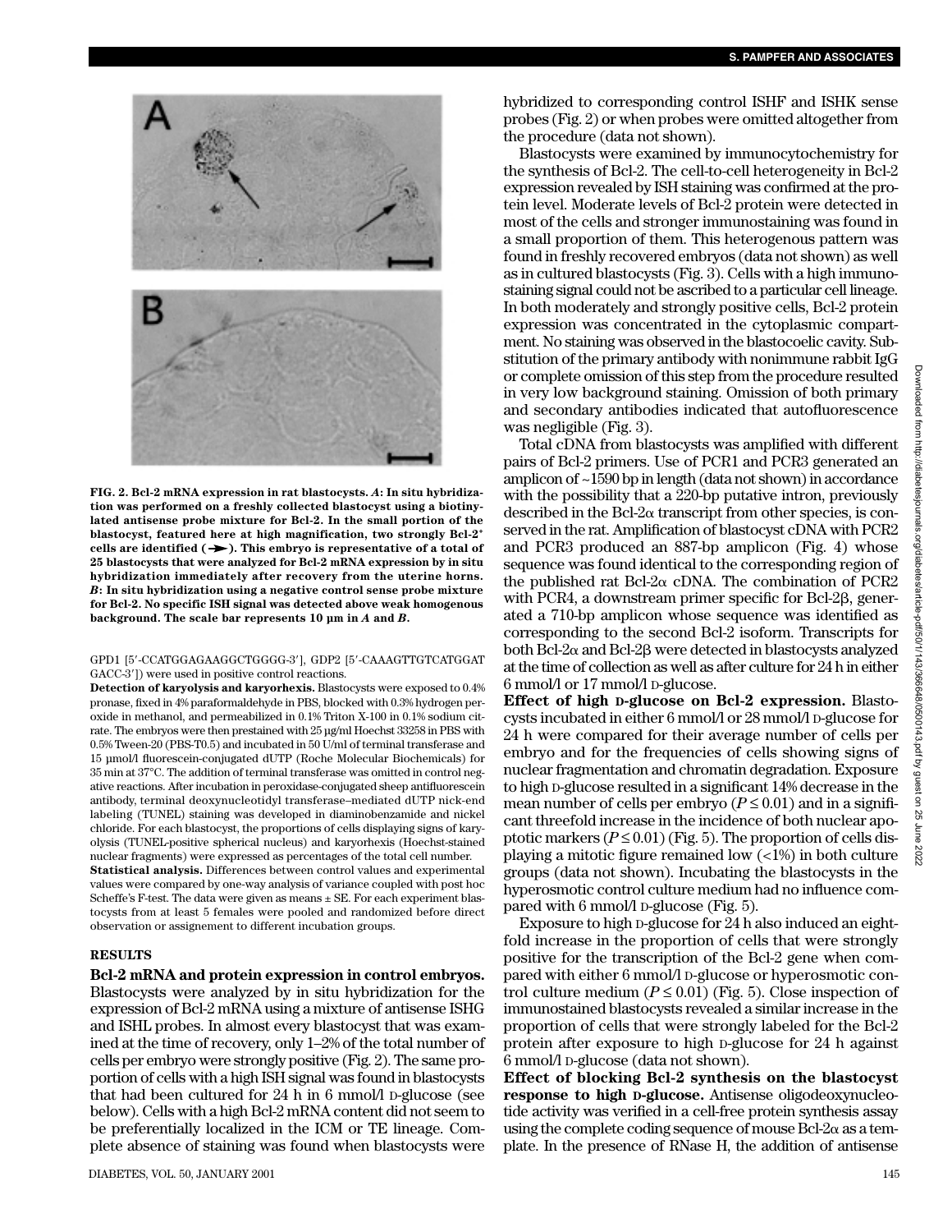FIG. 2. Bcl-2 mRNA expression in rat blastocysts. *A*: In situ hybridization was performed on a freshly collected blastocyst using a biotinylated antisense probe mixture for Bcl-2. In the small portion of the blastocyst, featured here at high magnification, two strongly Bcl-2+ cells are identified (➤). This embryo is representative of a total of 25 blastocysts that were analyzed for Bcl-2 mRNA expression by in situ hybridization immediately after recovery from the uterine horns. *B*: In situ hybridization using a negative control sense probe mixture for Bcl-2. No specific ISH signal was detected above weak homogenous background. The scale bar represents 10 μm in *A* and *B*.

GPD1 [5′-CCATGGAGAAGGCTGGGG-3′], GDP2 [5′-CAAAGTTGTCATGGAT GACC-3′]) were used in positive control reactions.

**Detection of karyolysis and karyorhexis.** Blastocysts were exposed to 0.4% pronase, fixed in 4% paraformaldehyde in PBS, blocked with 0.3% hydrogen peroxide in methanol, and permeabilized in 0.1% Triton X-100 in 0.1% sodium citrate. The embryos were then prestained with 25 μg/ml Hoechst 33258 in PBS with 0.5% Tween-20 (PBS-T0.5) and incubated in 50 U/ml of terminal transferase and 15 μmol/l fluorescein-conjugated dUTP (Roche Molecular Biochemicals) for 35 min at 37°C. The addition of terminal transferase was omitted in control negative reactions. After incubation in peroxidase-conjugated sheep antifluorescein antibody, terminal deoxynucleotidyl transferase–mediated dUTP nick-end labeling (TUNEL) staining was developed in diaminobenzamide and nickel chloride. For each blastocyst, the proportions of cells displaying signs of karyolysis (TUNEL-positive spherical nucleus) and karyorhexis (Hoechst-stained nuclear fragments) were expressed as percentages of the total cell number.

**Statistical analysis.** Differences between control values and experimental values were compared by one-way analysis of variance coupled with post hoc Scheffe's F-test. The data were given as means ± SE. For each experiment blastocysts from at least 5 females were pooled and randomized before direct observation or assignement to different incubation groups.

## RESULTS

**Bcl-2 mRNA and protein expression in control embryos.** Blastocysts were analyzed by in situ hybridization for the expression of Bcl-2 mRNA using a mixture of antisense ISHG and ISHL probes. In almost every blastocyst that was examined at the time of recovery, only 1–2% of the total number of cells per embryo were strongly positive (Fig. 2). The same proportion of cells with a high ISH signal was found in blastocysts that had been cultured for 24 h in 6 mmol/l D-glucose (see below). Cells with a high Bcl-2 mRNA content did not seem to be preferentially localized in the ICM or TE lineage. Complete absence of staining was found when blastocysts were hybridized to corresponding control ISHF and ISHK sense probes (Fig. 2) or when probes were omitted altogether from the procedure (data not shown).

Blastocysts were examined by immunocytochemistry for the synthesis of Bcl-2. The cell-to-cell heterogeneity in Bcl-2 expression revealed by ISH staining was confirmed at the protein level. Moderate levels of Bcl-2 protein were detected in most of the cells and stronger immunostaining was found in a small proportion of them. This heterogenous pattern was found in freshly recovered embryos (data not shown) as well as in cultured blastocysts (Fig. 3). Cells with a high immunostaining signal could not be ascribed to a particular cell lineage. In both moderately and strongly positive cells, Bcl-2 protein expression was concentrated in the cytoplasmic compartment. No staining was observed in the blastocoelic cavity. Substitution of the primary antibody with nonimmune rabbit IgG or complete omission of this step from the procedure resulted in very low background staining. Omission of both primary and secondary antibodies indicated that autofluorescence was negligible (Fig. 3).

Total cDNA from blastocysts was amplified with different pairs of Bcl-2 primers. Use of PCR1 and PCR3 generated an amplicon of ~1590 bp in length (data not shown) in accordance with the possibility that a 220-bp putative intron, previously described in the Bcl-2α transcript from other species, is conserved in the rat. Amplification of blastocyst cDNA with PCR2 and PCR3 produced an 887-bp amplicon (Fig. 4) whose sequence was found identical to the corresponding region of the published rat Bcl-2α cDNA. The combination of PCR2 with PCR4, a downstream primer specific for Bcl-2β, generated a 710-bp amplicon whose sequence was identified as corresponding to the second Bcl-2 isoform. Transcripts for both Bcl-2α and Bcl-2β were detected in blastocysts analyzed at the time of collection as well as after culture for 24 h in either 6 mmol/l or 17 mmol/l D-glucose.

**Effect of high D-glucose on Bcl-2 expression.** Blastocysts incubated in either 6 mmol/l or 28 mmol/l D-glucose for 24 h were compared for their average number of cells per embryo and for the frequencies of cells showing signs of nuclear fragmentation and chromatin degradation. Exposure to high D-glucose resulted in a significant 14% decrease in the mean number of cells per embryo ($P \leq 0.01$) and in a significant threefold increase in the incidence of both nuclear apoptotic markers ($P \leq 0.01$) (Fig. 5). The proportion of cells displaying a mitotic figure remained low (<1%) in both culture groups (data not shown). Incubating the blastocysts in the hyperosmotic control culture medium had no influence compared with 6 mmol/l D-glucose (Fig. 5).

Exposure to high D-glucose for 24 h also induced an eightfold increase in the proportion of cells that were strongly positive for the transcription of the Bcl-2 gene when compared with either 6 mmol/l D-glucose or hyperosmotic control culture medium ($P \leq 0.01$) (Fig. 5). Close inspection of immunostained blastocysts revealed a similar increase in the proportion of cells that were strongly labeled for the Bcl-2 protein after exposure to high D-glucose for 24 h against 6 mmol/l D-glucose (data not shown).

**Effect of blocking Bcl-2 synthesis on the blastocyst response to high D-glucose.** Antisense oligodeoxynucleotide activity was verified in a cell-free protein synthesis assay using the complete coding sequence of mouse Bcl-2α as a template. In the presence of RNase H, the addition of antisense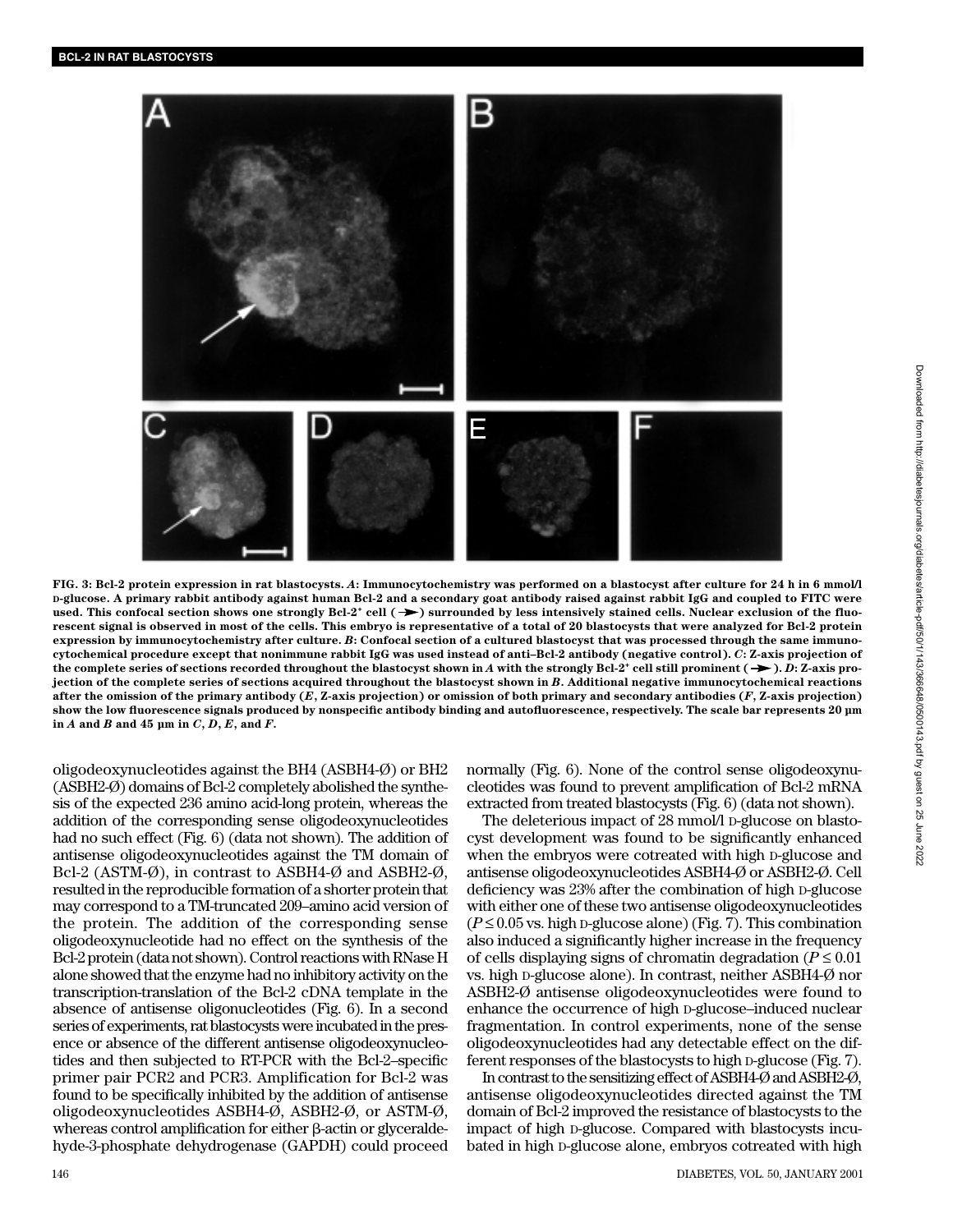FIG. 3: Bcl-2 protein expression in rat blastocysts. *A*: Immunocytochemistry was performed on a blastocyst after culture for 24 h in 6 mmol/l D-glucose. A primary rabbit antibody against human Bcl-2 and a secondary goat antibody raised against rabbit IgG and coupled to FITC were used. This confocal section shows one strongly Bcl-2$^+$ cell (➤) surrounded by less intensively stained cells. Nuclear exclusion of the fluorescent signal is observed in most of the cells. This embryo is representative of a total of 20 blastocysts that were analyzed for Bcl-2 protein expression by immunocytochemistry after culture. *B*: Confocal section of a cultured blastocyst that was processed through the same immunocytochemical procedure except that nonimmune rabbit IgG was used instead of anti–Bcl-2 antibody (negative control). *C*: Z-axis projection of the complete series of sections recorded throughout the blastocyst shown in *A* with the strongly Bcl-2$^+$ cell still prominent (➤). *D*: Z-axis projection of the complete series of sections acquired throughout the blastocyst shown in *B*. Additional negative immunocytochemical reactions after the omission of the primary antibody (*E*, Z-axis projection) or omission of both primary and secondary antibodies (*F*, Z-axis projection) show the low fluorescence signals produced by nonspecific antibody binding and autofluorescence, respectively. The scale bar represents 20 μm in *A* and *B* and 45 μm in *C*, *D*, *E*, and *F*.

oligodeoxynucleotides against the BH4 (ASBH4-Ø) or BH2 (ASBH2-Ø) domains of Bcl-2 completely abolished the synthesis of the expected 236 amino acid-long protein, whereas the addition of the corresponding sense oligodeoxynucleotides had no such effect (Fig. 6) (data not shown). The addition of antisense oligodeoxynucleotides against the TM domain of Bcl-2 (ASTM-Ø), in contrast to ASBH4-Ø and ASBH2-Ø, resulted in the reproducible formation of a shorter protein that may correspond to a TM-truncated 209–amino acid version of the protein. The addition of the corresponding sense oligodeoxynucleotide had no effect on the synthesis of the Bcl-2 protein (data not shown). Control reactions with RNase H alone showed that the enzyme had no inhibitory activity on the transcription-translation of the Bcl-2 cDNA template in the absence of antisense oligonucleotides (Fig. 6). In a second series of experiments, rat blastocysts were incubated in the presence or absence of the different antisense oligodeoxynucleotides and then subjected to RT-PCR with the Bcl-2–specific primer pair PCR2 and PCR3. Amplification for Bcl-2 was found to be specifically inhibited by the addition of antisense oligodeoxynucleotides ASBH4-Ø, ASBH2-Ø, or ASTM-Ø, whereas control amplification for either β-actin or glyceraldehyde-3-phosphate dehydrogenase (GAPDH) could proceed normally (Fig. 6). None of the control sense oligodeoxynucleotides was found to prevent amplification of Bcl-2 mRNA extracted from treated blastocysts (Fig. 6) (data not shown).

The deleterious impact of 28 mmol/l D-glucose on blastocyst development was found to be significantly enhanced when the embryos were cotreated with high D-glucose and antisense oligodeoxynucleotides ASBH4-Ø or ASBH2-Ø. Cell deficiency was 23% after the combination of high D-glucose with either one of these two antisense oligodeoxynucleotides ($P \leq 0.05$ vs. high D-glucose alone) (Fig. 7). This combination also induced a significantly higher increase in the frequency of cells displaying signs of chromatin degradation ($P \leq 0.01$ vs. high D-glucose alone). In contrast, neither ASBH4-Ø nor ASBH2-Ø antisense oligodeoxynucleotides were found to enhance the occurrence of high D-glucose–induced nuclear fragmentation. In control experiments, none of the sense oligodeoxynucleotides had any detectable effect on the different responses of the blastocysts to high D-glucose (Fig. 7).

In contrast to the sensitizing effect of ASBH4-Ø and ASBH2-Ø, antisense oligodeoxynucleotides directed against the TM domain of Bcl-2 improved the resistance of blastocysts to the impact of high D-glucose. Compared with blastocysts incubated in high D-glucose alone, embryos cotreated with high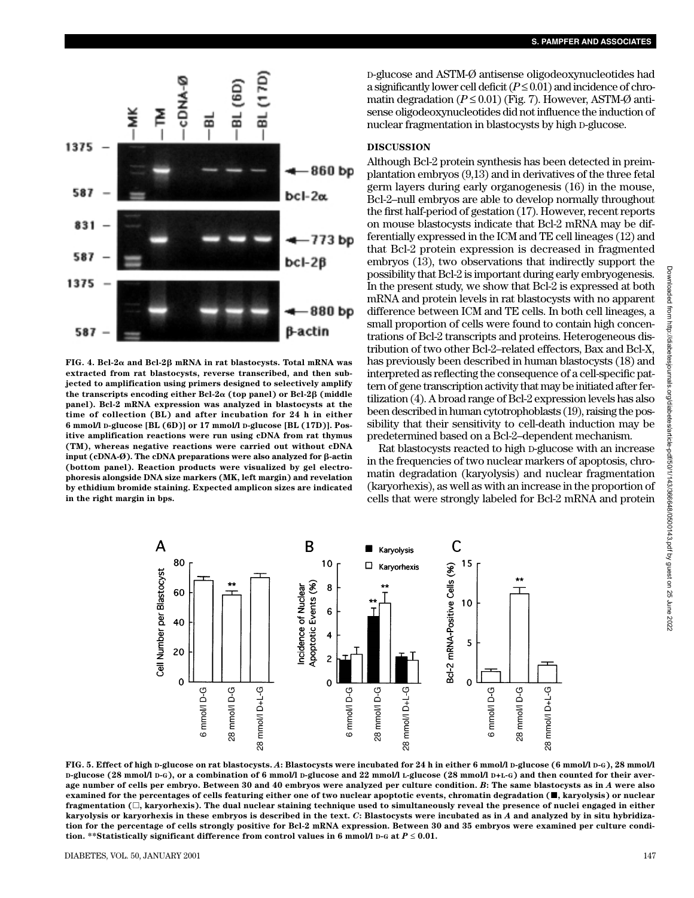FIG. 4. Bcl-2α and Bcl-2β mRNA in rat blastocysts. Total mRNA was extracted from rat blastocysts, reverse transcribed, and then subjected to amplification using primers designed to selectively amplify the transcripts encoding either Bcl-2α (top panel) or Bcl-2β (middle panel). Bcl-2 mRNA expression was analyzed in blastocysts at the time of collection (BL) and after incubation for 24 h in either 6 mmol/l D-glucose [BL (6D)] or 17 mmol/l D-glucose [BL (17D)]. Positive amplification reactions were run using cDNA from rat thymus (TM), whereas negative reactions were carried out without cDNA input (cDNA-Ø). The cDNA preparations were also analyzed for β-actin (bottom panel). Reaction products were visualized by gel electrophoresis alongside DNA size markers (MK, left margin) and revelation by ethidium bromide staining. Expected amplicon sizes are indicated in the right margin in bps.

D-glucose and ASTM-Ø antisense oligodeoxynucleotides had a significantly lower cell deficit ($P \leq 0.01$) and incidence of chromatin degradation ($P \leq 0.01$) (Fig. 7). However, ASTM-Ø antisense oligodeoxynucleotides did not influence the induction of nuclear fragmentation in blastocysts by high D-glucose.

## DISCUSSION

Although Bcl-2 protein synthesis has been detected in preimplantation embryos (9,13) and in derivatives of the three fetal germ layers during early organogenesis (16) in the mouse, Bcl-2–null embryos are able to develop normally throughout the first half-period of gestation (17). However, recent reports on mouse blastocysts indicate that Bcl-2 mRNA may be differentially expressed in the ICM and TE cell lineages (12) and that Bcl-2 protein expression is decreased in fragmented embryos (13), two observations that indirectly support the possibility that Bcl-2 is important during early embryogenesis. In the present study, we show that Bcl-2 is expressed at both mRNA and protein levels in rat blastocysts with no apparent difference between ICM and TE cells. In both cell lineages, a small proportion of cells were found to contain high concentrations of Bcl-2 transcripts and proteins. Heterogeneous distribution of two other Bcl-2–related effectors, Bax and Bcl-X, has previously been described in human blastocysts (18) and interpreted as reflecting the consequence of a cell-specific pattern of gene transcription activity that may be initiated after fertilization (4). A broad range of Bcl-2 expression levels has also been described in human cytotrophoblasts (19), raising the possibility that their sensitivity to cell-death induction may be predetermined based on a Bcl-2–dependent mechanism.

Rat blastocysts reacted to high D-glucose with an increase in the frequencies of two nuclear markers of apoptosis, chromatin degradation (karyolysis) and nuclear fragmentation (karyorhexis), as well as with an increase in the proportion of cells that were strongly labeled for Bcl-2 mRNA and protein

FIG. 5. Effect of high D-glucose on rat blastocysts. *A*: Blastocysts were incubated for 24 h in either 6 mmol/l D-glucose (6 mmol/l D-G), 28 mmol/l D-glucose (28 mmol/l D-G), or a combination of 6 mmol/l D-glucose and 22 mmol/l L-glucose (28 mmol/l D+L-G) and then counted for their average number of cells per embryo. Between 30 and 40 embryos were analyzed per culture condition. *B*: The same blastocysts as in *A* were also examined for the percentages of cells featuring either one of two nuclear apoptotic events, chromatin degradation (■, karyolysis) or nuclear fragmentation (□, karyorhexis). The dual nuclear staining technique used to simultaneously reveal the presence of nuclei engaged in either karyolysis or karyorhexis in these embryos is described in the text. *C*: Blastocysts were incubated as in *A* and analyzed by in situ hybridization for the percentage of cells strongly positive for Bcl-2 mRNA expression. Between 30 and 35 embryos were examined per culture condition. **Statistically significant difference from control values in 6 mmol/l D-G at $P \leq 0.01$.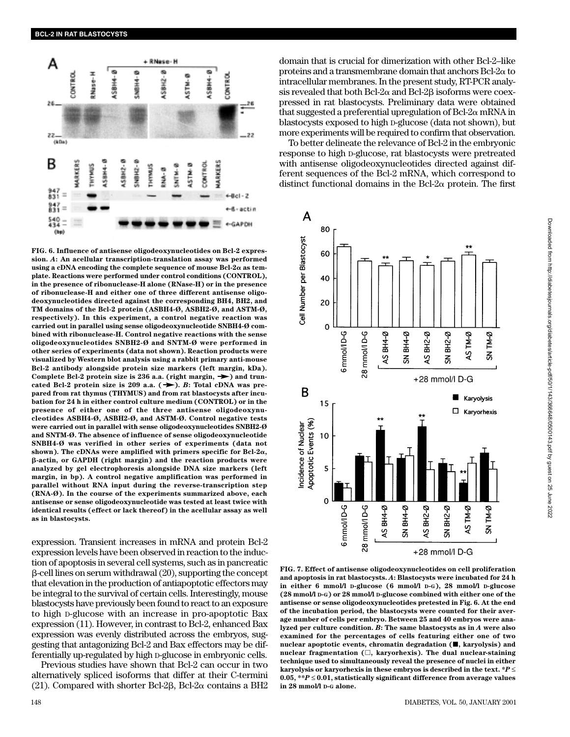FIG. 6. Influence of antisense oligodeoxynucleotides on Bcl-2 expression. *A*: An acellular transcription-translation assay was performed using a cDNA encoding the complete sequence of mouse Bcl-2α as template. Reactions were performed under control conditions (CONTROL), in the presence of ribonuclease-H alone (RNase-H) or in the presence of ribonuclease-H and either one of three different antisense oligodeoxynucleotides directed against the corresponding BH4, BH2, and TM domains of the Bcl-2 protein (ASBH4-Ø, ASBH2-Ø, and ASTM-Ø, respectively). In this experiment, a control negative reaction was carried out in parallel using sense oligodeoxynucleotide SNBH4-Ø combined with ribonuclease-H. Control negative reactions with the sense oligodeoxynucleotides SNBH2-Ø and SNTM-Ø were performed in other series of experiments (data not shown). Reaction products were visualized by Western blot analysis using a rabbit primary anti-mouse Bcl-2 antibody alongside protein size markers (left margin, kDa). Complete Bcl-2 protein size is 236 a.a. (right margin, ➤) and truncated Bcl-2 protein size is 209 a.a. (➤). *B*: Total cDNA was prepared from rat thymus (THYMUS) and from rat blastocysts after incubation for 24 h in either control culture medium (CONTROL) or in the presence of either one of the three antisense oligodeoxynucleotides ASBH4-Ø, ASBH2-Ø, and ASTM-Ø. Control negative tests were carried out in parallel with sense oligodeoxynucleotides SNBH2-Ø and SNTM-Ø. The absence of influence of sense oligodeoxynucleotide SNBH4-Ø was verified in other series of experiments (data not shown). The cDNAs were amplified with primers specific for Bcl-2α, β-actin, or GAPDH (right margin) and the reaction products were analyzed by gel electrophoresis alongside DNA size markers (left margin, in bp). A control negative amplification was performed in parallel without RNA input during the reverse-transcription step (RNA-Ø). In the course of the experiments summarized above, each antisense or sense oligodeoxynucleotide was tested at least twice with identical results (effect or lack thereof) in the acellular assay as well as in blastocysts.

expression. Transient increases in mRNA and protein Bcl-2 expression levels have been observed in reaction to the induction of apoptosis in several cell systems, such as in pancreatic β-cell lines on serum withdrawal (20), supporting the concept that elevation in the production of antiapoptotic effectors may be integral to the survival of certain cells. Interestingly, mouse blastocysts have previously been found to react to an exposure to high D-glucose with an increase in pro-apoptotic Bax expression (11). However, in contrast to Bcl-2, enhanced Bax expression was evenly distributed across the embryos, suggesting that antagonizing Bcl-2 and Bax effectors may be differentially up-regulated by high D-glucose in embryonic cells.

Previous studies have shown that Bcl-2 can occur in two alternatively spliced isoforms that differ at their C-termini (21). Compared with shorter Bcl-2β, Bcl-2α contains a BH2 domain that is crucial for dimerization with other Bcl-2–like proteins and a transmembrane domain that anchors Bcl-2α to intracellular membranes. In the present study, RT-PCR analysis revealed that both Bcl-2α and Bcl-2β isoforms were coexpressed in rat blastocysts. Preliminary data were obtained that suggested a preferential upregulation of Bcl-2α mRNA in blastocysts exposed to high D-glucose (data not shown), but more experiments will be required to confirm that observation.

To better delineate the relevance of Bcl-2 in the embryonic response to high D-glucose, rat blastocysts were pretreated with antisense oligodeoxynucleotides directed against different sequences of the Bcl-2 mRNA, which correspond to distinct functional domains in the Bcl-2α protein. The first

FIG. 7. Effect of antisense oligodeoxynucleotides on cell proliferation and apoptosis in rat blastocysts. *A*: Blastocysts were incubated for 24 h in either 6 mmol/l D-glucose (6 mmol/l D-G), 28 mmol/l D-glucose (28 mmol/l D-G) or 28 mmol/l D-glucose combined with either one of the antisense or sense oligodeoxynucleotides pretested in Fig. 6. At the end of the incubation period, the blastocysts were counted for their average number of cells per embryo. Between 25 and 40 embryos were analyzed per culture condition. *B*: The same blastocysts as in *A* were also examined for the percentages of cells featuring either one of two nuclear apoptotic events, chromatin degradation (■, karyolysis) and nuclear fragmentation (□, karyorhexis). The dual nuclear-staining technique used to simultaneously reveal the presence of nuclei in either karyolysis or karyorhexis in these embryos is described in the text. $*P \leq 0.05$, $**P \leq 0.01$, statistically significant difference from average values in 28 mmol/l D-G alone.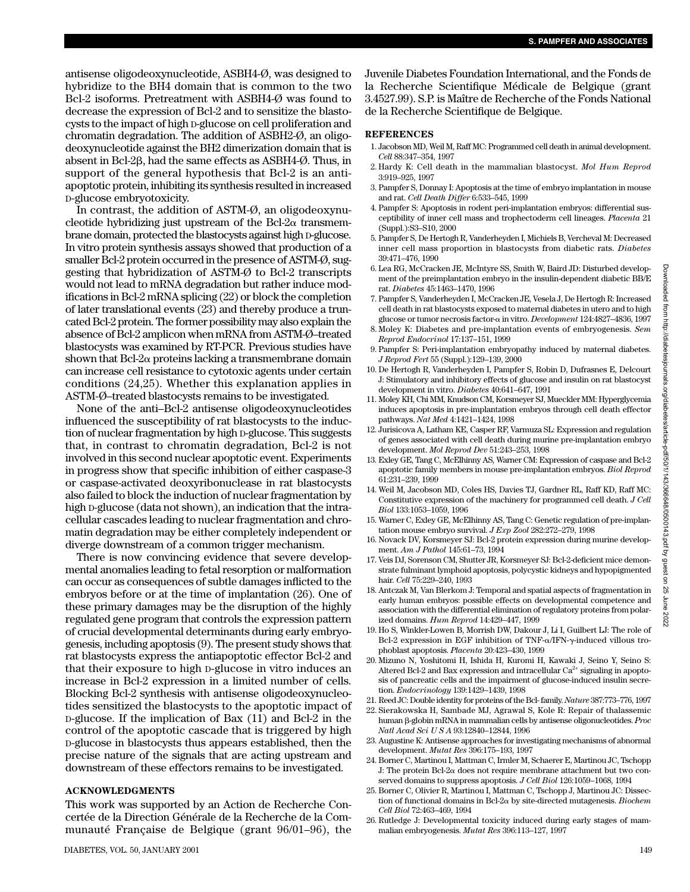antisense oligodeoxynucleotide, ASBH4-Ø, was designed to hybridize to the BH4 domain that is common to the two Bcl-2 isoforms. Pretreatment with ASBH4-Ø was found to decrease the expression of Bcl-2 and to sensitize the blastocysts to the impact of high D-glucose on cell proliferation and chromatin degradation. The addition of ASBH2-Ø, an oligodeoxynucleotide against the BH2 dimerization domain that is absent in Bcl-2β, had the same effects as ASBH4-Ø. Thus, in support of the general hypothesis that Bcl-2 is an antiapoptotic protein, inhibiting its synthesis resulted in increased D-glucose embryotoxicity.

In contrast, the addition of ASTM-Ø, an oligodeoxynucleotide hybridizing just upstream of the Bcl-2α transmembrane domain, protected the blastocysts against high D-glucose. In vitro protein synthesis assays showed that production of a smaller Bcl-2 protein occurred in the presence of ASTM-Ø, suggesting that hybridization of ASTM-Ø to Bcl-2 transcripts would not lead to mRNA degradation but rather induce modifications in Bcl-2 mRNA splicing (22) or block the completion of later translational events (23) and thereby produce a truncated Bcl-2 protein. The former possibility may also explain the absence of Bcl-2 amplicon when mRNA from ASTM-Ø–treated blastocysts was examined by RT-PCR. Previous studies have shown that Bcl-2α proteins lacking a transmembrane domain can increase cell resistance to cytotoxic agents under certain conditions (24,25). Whether this explanation applies in ASTM-Ø–treated blastocysts remains to be investigated.

None of the anti–Bcl-2 antisense oligodeoxynucleotides influenced the susceptibility of rat blastocysts to the induction of nuclear fragmentation by high D-glucose. This suggests that, in contrast to chromatin degradation, Bcl-2 is not involved in this second nuclear apoptotic event. Experiments in progress show that specific inhibition of either caspase-3 or caspase-activated deoxyribonuclease in rat blastocysts also failed to block the induction of nuclear fragmentation by high D-glucose (data not shown), an indication that the intracellular cascades leading to nuclear fragmentation and chromatin degradation may be either completely independent or diverge downstream of a common trigger mechanism.

There is now convincing evidence that severe developmental anomalies leading to fetal resorption or malformation can occur as consequences of subtle damages inflicted to the embryos before or at the time of implantation (26). One of these primary damages may be the disruption of the highly regulated gene program that controls the expression pattern of crucial developmental determinants during early embryogenesis, including apoptosis (9). The present study shows that rat blastocysts express the antiapoptotic effector Bcl-2 and that their exposure to high D-glucose in vitro induces an increase in Bcl-2 expression in a limited number of cells. Blocking Bcl-2 synthesis with antisense oligodeoxynucleotides sensitized the blastocysts to the apoptotic impact of D-glucose. If the implication of Bax (11) and Bcl-2 in the control of the apoptotic cascade that is triggered by high D-glucose in blastocysts thus appears established, then the precise nature of the signals that are acting upstream and downstream of these effectors remains to be investigated.

## ACKNOWLEDGMENTS

This work was supported by an Action de Recherche Concertée de la Direction Générale de la Recherche de la Communauté Française de Belgique (grant 96/01–96), the Juvenile Diabetes Foundation International, and the Fonds de la Recherche Scientifique Médicale de Belgique (grant 3.4527.99). S.P. is Maître de Recherche of the Fonds National de la Recherche Scientifique de Belgique.

## REFERENCES

1. Jacobson MD, Weil M, Raff MC: Programmed cell death in animal development. *Cell* 88:347–354, 1997
2. Hardy K: Cell death in the mammalian blastocyst. *Mol Hum Reprod* 3:919–925, 1997
3. Pampfer S, Donnay I: Apoptosis at the time of embryo implantation in mouse and rat. *Cell Death Differ* 6:533–545, 1999
4. Pampfer S: Apoptosis in rodent peri-implantation embryos: differential susceptibility of inner cell mass and trophectoderm cell lineages. *Placenta* 21 (Suppl.):S3–S10, 2000
5. Pampfer S, De Hertogh R, Vanderheyden I, Michiels B, Vercheval M: Decreased inner cell mass proportion in blastocysts from diabetic rats. *Diabetes* 39:471–476, 1990
6. Lea RG, McCracken JE, McIntyre SS, Smith W, Baird JD: Disturbed development of the preimplantation embryo in the insulin-dependent diabetic BB/E rat. *Diabetes* 45:1463–1470, 1996
7. Pampfer S, Vanderheyden I, McCracken JE, Vesela J, De Hertogh R: Increased cell death in rat blastocysts exposed to maternal diabetes in utero and to high glucose or tumor necrosis factor-α in vitro. *Development* 124:4827–4836, 1997
8. Moley K: Diabetes and pre-implantation events of embryogenesis. *Sem Reprod Endocrinol* 17:137–151, 1999
9. Pampfer S: Peri-implantation embryopathy induced by maternal diabetes. *J Reprod Fert* 55 (Suppl.):129–139, 2000
10. De Hertogh R, Vanderheyden I, Pampfer S, Robin D, Dufrasnes E, Delcourt J: Stimulatory and inhibitory effects of glucose and insulin on rat blastocyst development in vitro. *Diabetes* 40:641–647, 1991
11. Moley KH, Chi MM, Knudson CM, Korsmeyer SJ, Mueckler MM: Hyperglycemia induces apoptosis in pre-implantation embryos through cell death effector pathways. *Nat Med* 4:1421–1424, 1998
12. Jurisicova A, Latham KE, Casper RF, Varmuza SL: Expression and regulation of genes associated with cell death during murine pre-implantation embryo development. *Mol Reprod Dev* 51:243–253, 1998
13. Exley GE, Tang C, McElhinny AS, Warner CM: Expression of caspase and Bcl-2 apoptotic family members in mouse pre-implantation embryos. *Biol Reprod* 61:231–239, 1999
14. Weil M, Jacobson MD, Coles HS, Davies TJ, Gardner RL, Raff KD, Raff MC: Constitutive expression of the machinery for programmed cell death. *J Cell Biol* 133:1053–1059, 1996
15. Warner C, Exley GE, McElhinny AS, Tang C: Genetic regulation of pre-implantation mouse embryo survival. *J Exp Zool* 282:272–279, 1998
16. Novack DV, Korsmeyer SJ: Bcl-2 protein expression during murine development. *Am J Pathol* 145:61–73, 1994
17. Veis DJ, Sorenson CM, Shutter JR, Korsmeyer SJ: Bcl-2-deficient mice demonstrate fulminant lymphoid apoptosis, polycystic kidneys and hypopigmented hair. *Cell* 75:229–240, 1993
18. Antczak M, Van Blerkom J: Temporal and spatial aspects of fragmentation in early human embryos: possible effects on developmental competence and association with the differential elimination of regulatory proteins from polarized domains. *Hum Reprod* 14:429–447, 1999
19. Ho S, Winkler-Lowen B, Morrish DW, Dakour J, Li I, Guilbert LJ: The role of Bcl-2 expression in EGF inhibition of TNF-α/IFN-γ-induced villous trophoblast apoptosis. *Placenta* 20:423–430, 1999
20. Mizuno N, Yoshitomi H, Ishida H, Kuromi H, Kawaki J, Seino Y, Seino S: Altered Bcl-2 and Bax expression and intracellular $Ca^{2+}$ signaling in apoptosis of pancreatic cells and the impairment of glucose-induced insulin secretion. *Endocrinology* 139:1429–1439, 1998
21. Reed JC: Double identity for proteins of the Bcl- family. *Nature* 387:773–776, 1997
22. Sierakowska H, Sambade MJ, Agrawal S, Kole R: Repair of thalassemic human β-globin mRNA in mammalian cells by antisense oligonucleotides. *Proc Natl Acad Sci U S A* 93:12840–12844, 1996
23. Augustine K: Antisense approaches for investigating mechanisms of abnormal development. *Mutat Res* 396:175–193, 1997
24. Borner C, Martinou I, Mattman C, Irmler M, Schaerer E, Martinou JC, Tschopp J: The protein Bcl-2α does not require membrane attachment but two conserved domains to suppress apoptosis. *J Cell Biol* 126:1059–1068, 1994
25. Borner C, Olivier R, Martinou I, Mattman C, Tschopp J, Martinou JC: Dissection of functional domains in Bcl-2α by site-directed mutagenesis. *Biochem Cell Biol* 72:463–469, 1994
26. Rutledge J: Developmental toxicity induced during early stages of mammalian embryogenesis. *Mutat Res* 396:113–127, 1997